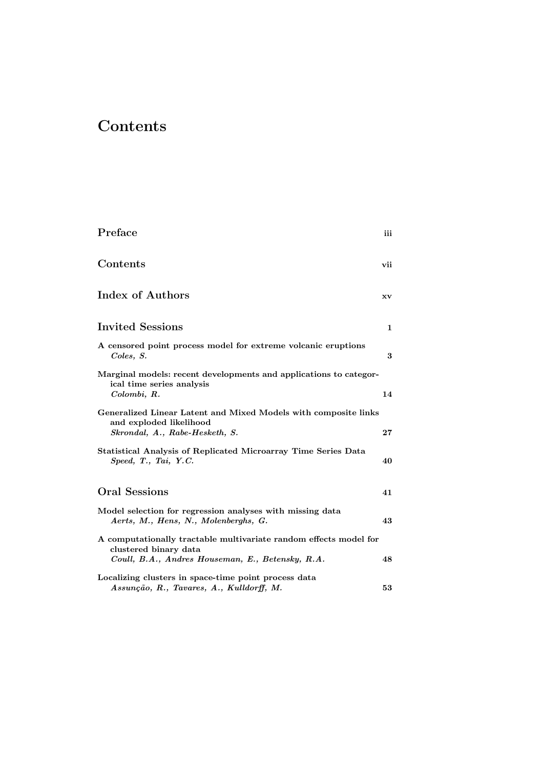# Contents

## Preface iii

## Contents vii

## Index of Authors xv

## Invited Sessions 1

**A censored point process model for extreme volcanic eruptions**
*Coles, S.* **3**

**Marginal models: recent developments and applications to categorical time series analysis**
*Colombi, R.* **14**

**Generalized Linear Latent and Mixed Models with composite links and exploded likelihood**
*Skrondal, A., Rabe-Hesketh, S.* **27**

**Statistical Analysis of Replicated Microarray Time Series Data**
*Speed, T., Tai, Y.C.* **40**

## Oral Sessions 41

**Model selection for regression analyses with missing data**
*Aerts, M., Hens, N., Molenberghs, G.* **43**

**A computationally tractable multivariate random effects model for clustered binary data**
*Coull, B.A., Andres Houseman, E., Betensky, R.A.* **48**

**Localizing clusters in space-time point process data**
*Assunção, R., Tavares, A., Kulldorff, M.* **53**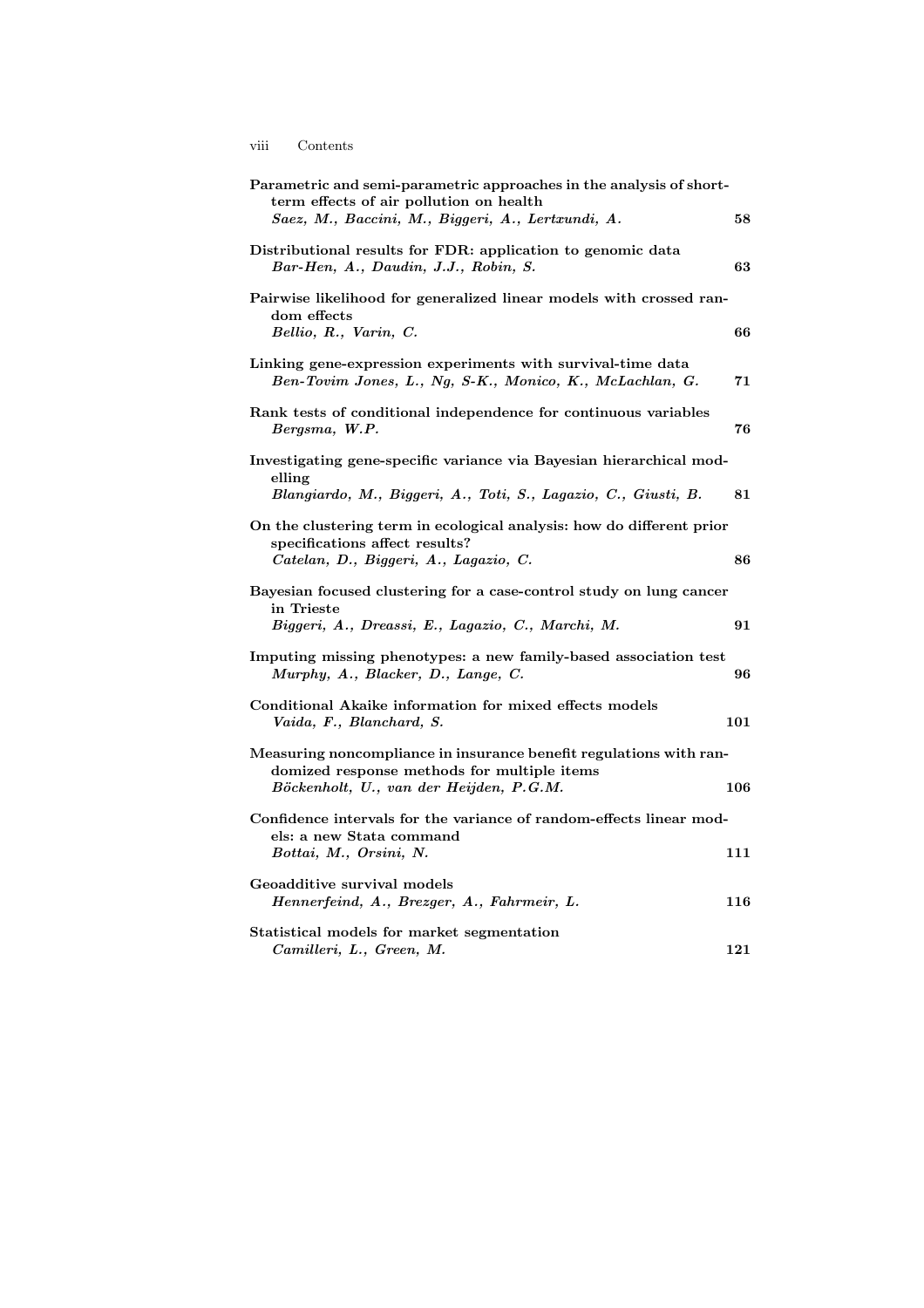**Parametric and semi-parametric approaches in the analysis of short-term effects of air pollution on health**
*Saez, M., Baccini, M., Biggeri, A., Lertxundi, A.* **58**

**Distributional results for FDR: application to genomic data**
*Bar-Hen, A., Daudin, J.J., Robin, S.* **63**

**Pairwise likelihood for generalized linear models with crossed random effects**
*Bellio, R., Varin, C.* **66**

**Linking gene-expression experiments with survival-time data**
*Ben-Tovim Jones, L., Ng, S-K., Monico, K., McLachlan, G.* **71**

**Rank tests of conditional independence for continuous variables**
*Bergsma, W.P.* **76**

**Investigating gene-specific variance via Bayesian hierarchical modelling**
*Blangiardo, M., Biggeri, A., Toti, S., Lagazio, C., Giusti, B.* **81**

**On the clustering term in ecological analysis: how do different prior specifications affect results?**
*Catelan, D., Biggeri, A., Lagazio, C.* **86**

**Bayesian focused clustering for a case-control study on lung cancer in Trieste**
*Biggeri, A., Dreassi, E., Lagazio, C., Marchi, M.* **91**

**Imputing missing phenotypes: a new family-based association test**
*Murphy, A., Blacker, D., Lange, C.* **96**

**Conditional Akaike information for mixed effects models**
*Vaida, F., Blanchard, S.* **101**

**Measuring noncompliance in insurance benefit regulations with randomized response methods for multiple items**
*Böckenholt, U., van der Heijden, P.G.M.* **106**

**Confidence intervals for the variance of random-effects linear models: a new Stata command**
*Bottai, M., Orsini, N.* **111**

**Geoadditive survival models**
*Hennerfeind, A., Brezger, A., Fahrmeir, L.* **116**

**Statistical models for market segmentation**
*Camilleri, L., Green, M.* **121**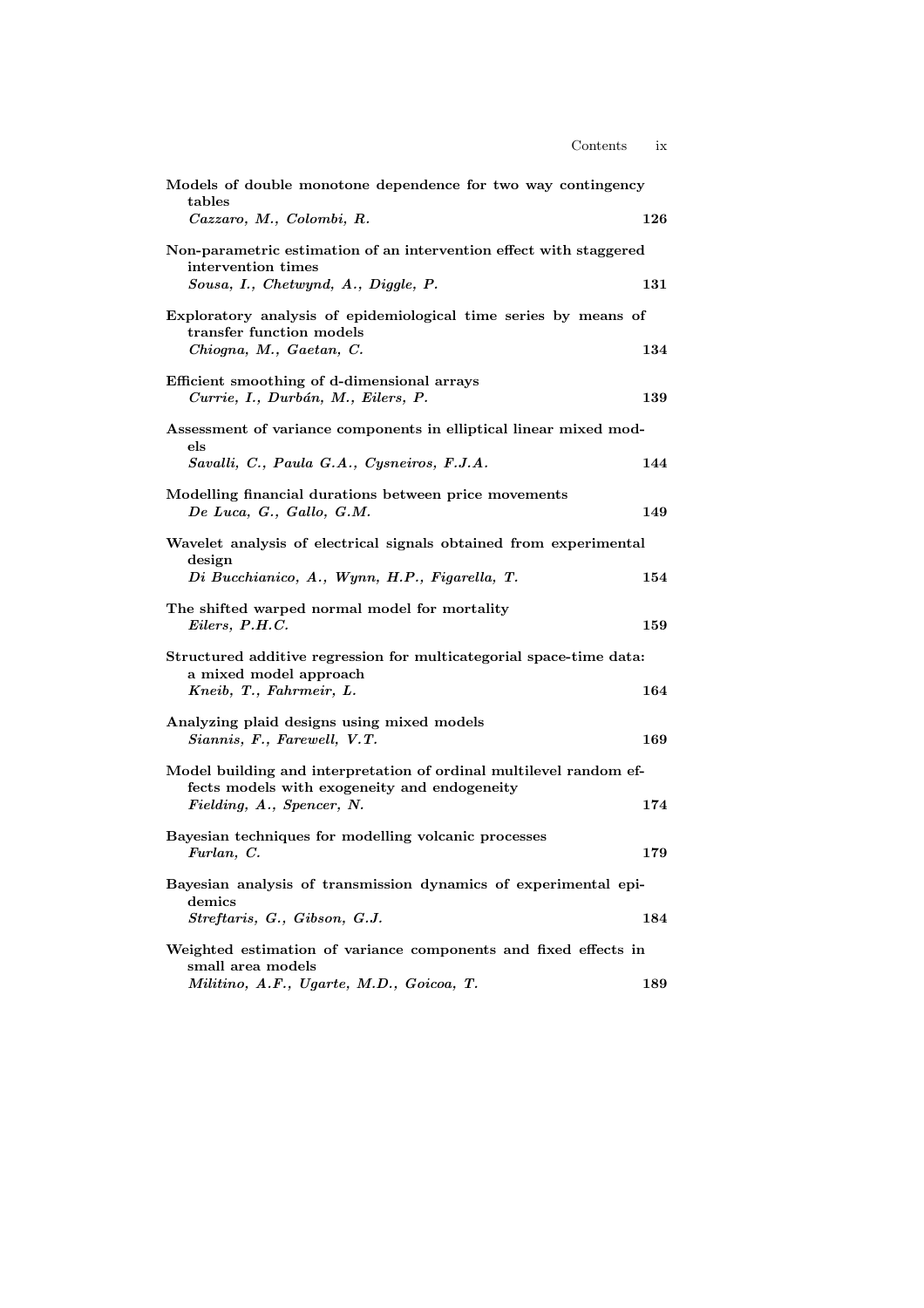**Models of double monotone dependence for two way contingency tables**
*Cazzaro, M., Colombi, R.* **126**

**Non-parametric estimation of an intervention effect with staggered intervention times**
*Sousa, I., Chetwynd, A., Diggle, P.* **131**

**Exploratory analysis of epidemiological time series by means of transfer function models**
*Chiogna, M., Gaetan, C.* **134**

**Efficient smoothing of d-dimensional arrays**
*Currie, I., Durbán, M., Eilers, P.* **139**

**Assessment of variance components in elliptical linear mixed models**
*Savalli, C., Paula G.A., Cysneiros, F.J.A.* **144**

**Modelling financial durations between price movements**
*De Luca, G., Gallo, G.M.* **149**

**Wavelet analysis of electrical signals obtained from experimental design**
*Di Bucchianico, A., Wynn, H.P., Figarella, T.* **154**

**The shifted warped normal model for mortality**
*Eilers, P.H.C.* **159**

**Structured additive regression for multicategorial space-time data: a mixed model approach**
*Kneib, T., Fahrmeir, L.* **164**

**Analyzing plaid designs using mixed models**
*Siannis, F., Farewell, V.T.* **169**

**Model building and interpretation of ordinal multilevel random effects models with exogeneity and endogeneity**
*Fielding, A., Spencer, N.* **174**

**Bayesian techniques for modelling volcanic processes**
*Furlan, C.* **179**

**Bayesian analysis of transmission dynamics of experimental epidemics**
*Streftaris, G., Gibson, G.J.* **184**

**Weighted estimation of variance components and fixed effects in small area models**
*Militino, A.F., Ugarte, M.D., Goicoa, T.* **189**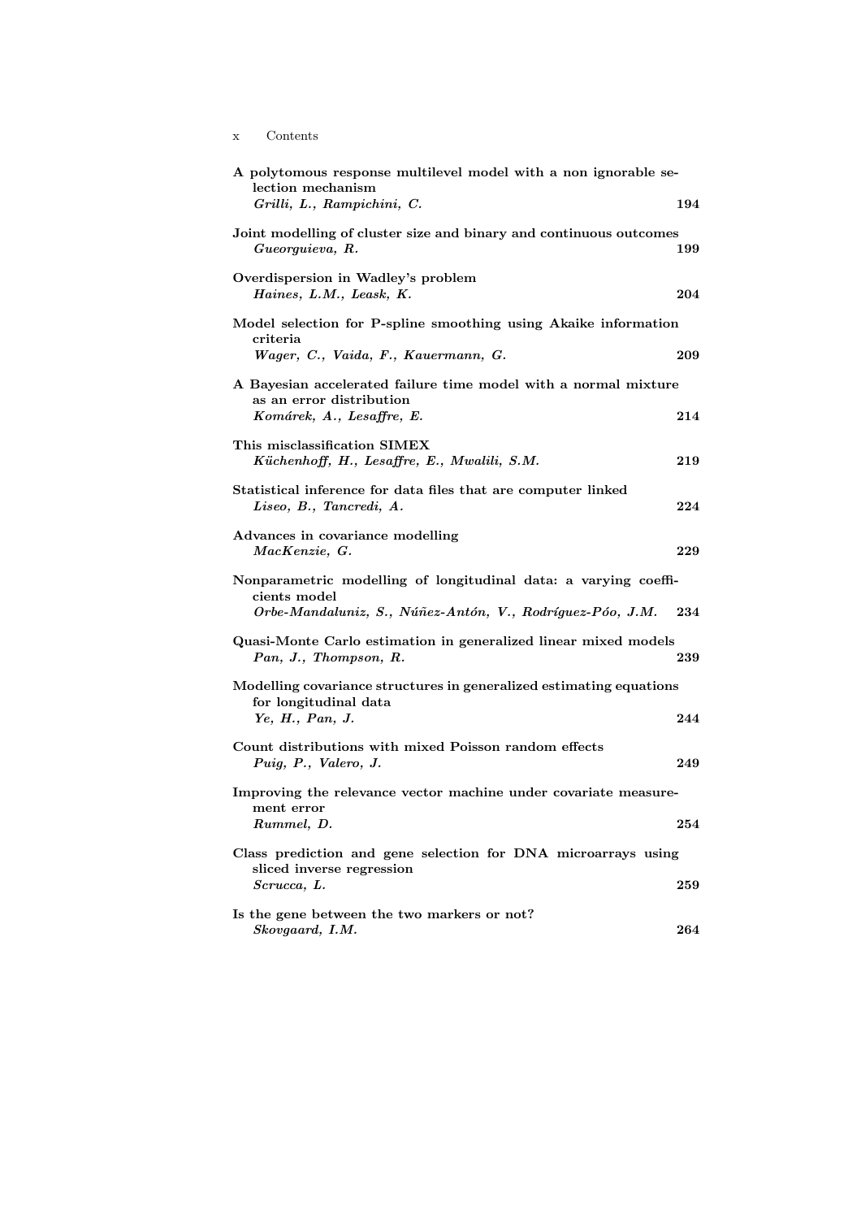**A polytomous response multilevel model with a non ignorable selection mechanism**
*Grilli, L., Rampichini, C.* **194**

**Joint modelling of cluster size and binary and continuous outcomes**
*Gueorguieva, R.* **199**

**Overdispersion in Wadley's problem**
*Haines, L.M., Leask, K.* **204**

**Model selection for P-spline smoothing using Akaike information criteria**
*Wager, C., Vaida, F., Kauermann, G.* **209**

**A Bayesian accelerated failure time model with a normal mixture as an error distribution**
*Komárek, A., Lesaffre, E.* **214**

**This misclassification SIMEX**
*Küchenhoff, H., Lesaffre, E., Mwalili, S.M.* **219**

**Statistical inference for data files that are computer linked**
*Liseo, B., Tancredi, A.* **224**

**Advances in covariance modelling**
*MacKenzie, G.* **229**

**Nonparametric modelling of longitudinal data: a varying coefficients model**
*Orbe-Mandaluniz, S., Núñez-Antón, V., Rodríguez-Póo, J.M.* **234**

**Quasi-Monte Carlo estimation in generalized linear mixed models**
*Pan, J., Thompson, R.* **239**

**Modelling covariance structures in generalized estimating equations for longitudinal data**
*Ye, H., Pan, J.* **244**

**Count distributions with mixed Poisson random effects**
*Puig, P., Valero, J.* **249**

**Improving the relevance vector machine under covariate measurement error**
*Rummel, D.* **254**

**Class prediction and gene selection for DNA microarrays using sliced inverse regression**
*Scrucca, L.* **259**

**Is the gene between the two markers or not?**
*Skovgaard, I.M.* **264**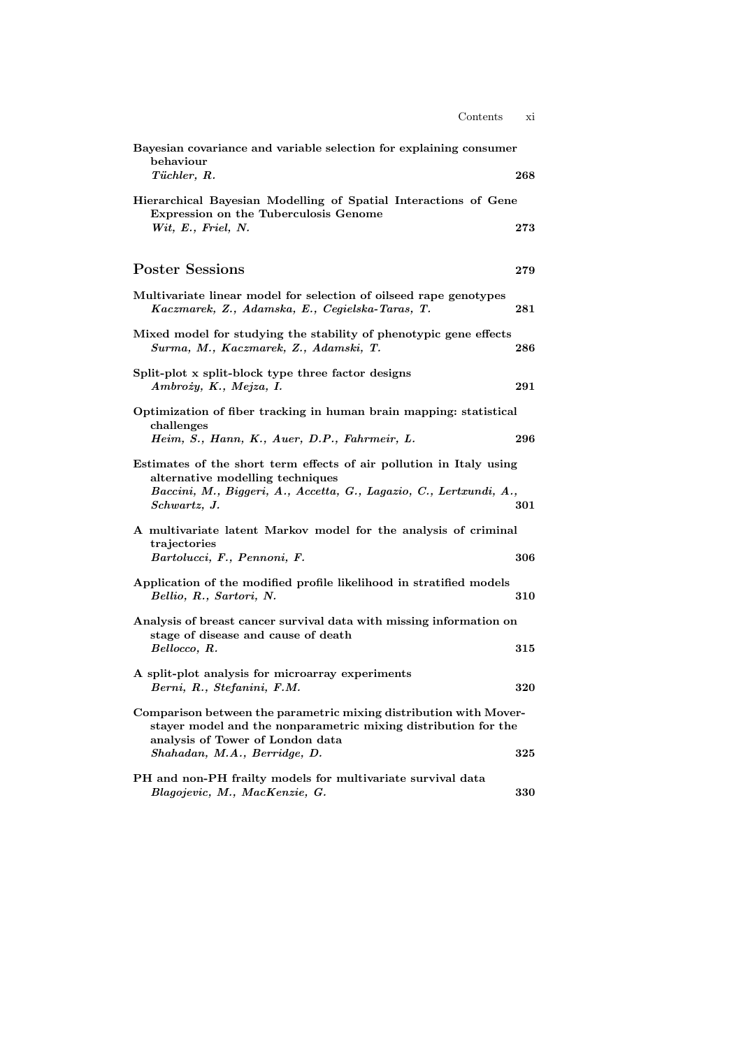**Bayesian covariance and variable selection for explaining consumer behaviour**
*Tüchler, R.* **268**

**Hierarchical Bayesian Modelling of Spatial Interactions of Gene Expression on the Tuberculosis Genome**
*Wit, E., Friel, N.* **273**

## Poster Sessions **279**

**Multivariate linear model for selection of oilseed rape genotypes**
*Kaczmarek, Z., Adamska, E., Cegielska-Taras, T.* **281**

**Mixed model for studying the stability of phenotypic gene effects**
*Surma, M., Kaczmarek, Z., Adamski, T.* **286**

**Split-plot x split-block type three factor designs**
*Ambroży, K., Mejza, I.* **291**

**Optimization of fiber tracking in human brain mapping: statistical challenges**
*Heim, S., Hann, K., Auer, D.P., Fahrmeir, L.* **296**

**Estimates of the short term effects of air pollution in Italy using alternative modelling techniques**
*Baccini, M., Biggeri, A., Accetta, G., Lagazio, C., Lertxundi, A., Schwartz, J.* **301**

**A multivariate latent Markov model for the analysis of criminal trajectories**
*Bartolucci, F., Pennoni, F.* **306**

**Application of the modified profile likelihood in stratified models**
*Bellio, R., Sartori, N.* **310**

**Analysis of breast cancer survival data with missing information on stage of disease and cause of death**
*Bellocco, R.* **315**

**A split-plot analysis for microarray experiments**
*Berni, R., Stefanini, F.M.* **320**

**Comparison between the parametric mixing distribution with Mover-stayer model and the nonparametric mixing distribution for the analysis of Tower of London data**
*Shahadan, M.A., Berridge, D.* **325**

**PH and non-PH frailty models for multivariate survival data**
*Blagojevic, M., MacKenzie, G.* **330**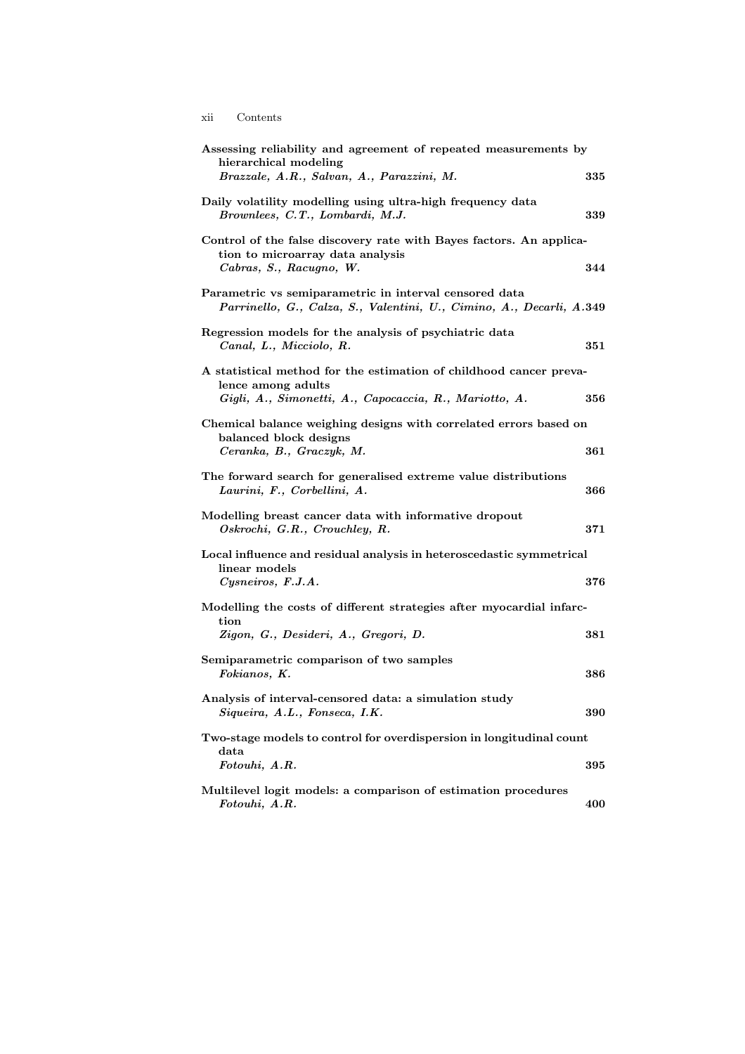**Assessing reliability and agreement of repeated measurements by hierarchical modeling**
*Brazzale, A.R., Salvan, A., Parazzini, M.* **335**

**Daily volatility modelling using ultra-high frequency data**
*Brownlees, C.T., Lombardi, M.J.* **339**

**Control of the false discovery rate with Bayes factors. An application to microarray data analysis**
*Cabras, S., Racugno, W.* **344**

**Parametric vs semiparametric in interval censored data**
*Parrinello, G., Calza, S., Valentini, U., Cimino, A., Decarli, A.* **349**

**Regression models for the analysis of psychiatric data**
*Canal, L., Micciolo, R.* **351**

**A statistical method for the estimation of childhood cancer prevalence among adults**
*Gigli, A., Simonetti, A., Capocaccia, R., Mariotto, A.* **356**

**Chemical balance weighing designs with correlated errors based on balanced block designs**
*Ceranka, B., Graczyk, M.* **361**

**The forward search for generalised extreme value distributions**
*Laurini, F., Corbellini, A.* **366**

**Modelling breast cancer data with informative dropout**
*Oskrochi, G.R., Crouchley, R.* **371**

**Local influence and residual analysis in heteroscedastic symmetrical linear models**
*Cysneiros, F.J.A.* **376**

**Modelling the costs of different strategies after myocardial infarction**
*Zigon, G., Desideri, A., Gregori, D.* **381**

**Semiparametric comparison of two samples**
*Fokianos, K.* **386**

**Analysis of interval-censored data: a simulation study**
*Siqueira, A.L., Fonseca, I.K.* **390**

**Two-stage models to control for overdispersion in longitudinal count data**
*Fotouhi, A.R.* **395**

**Multilevel logit models: a comparison of estimation procedures**
*Fotouhi, A.R.* **400**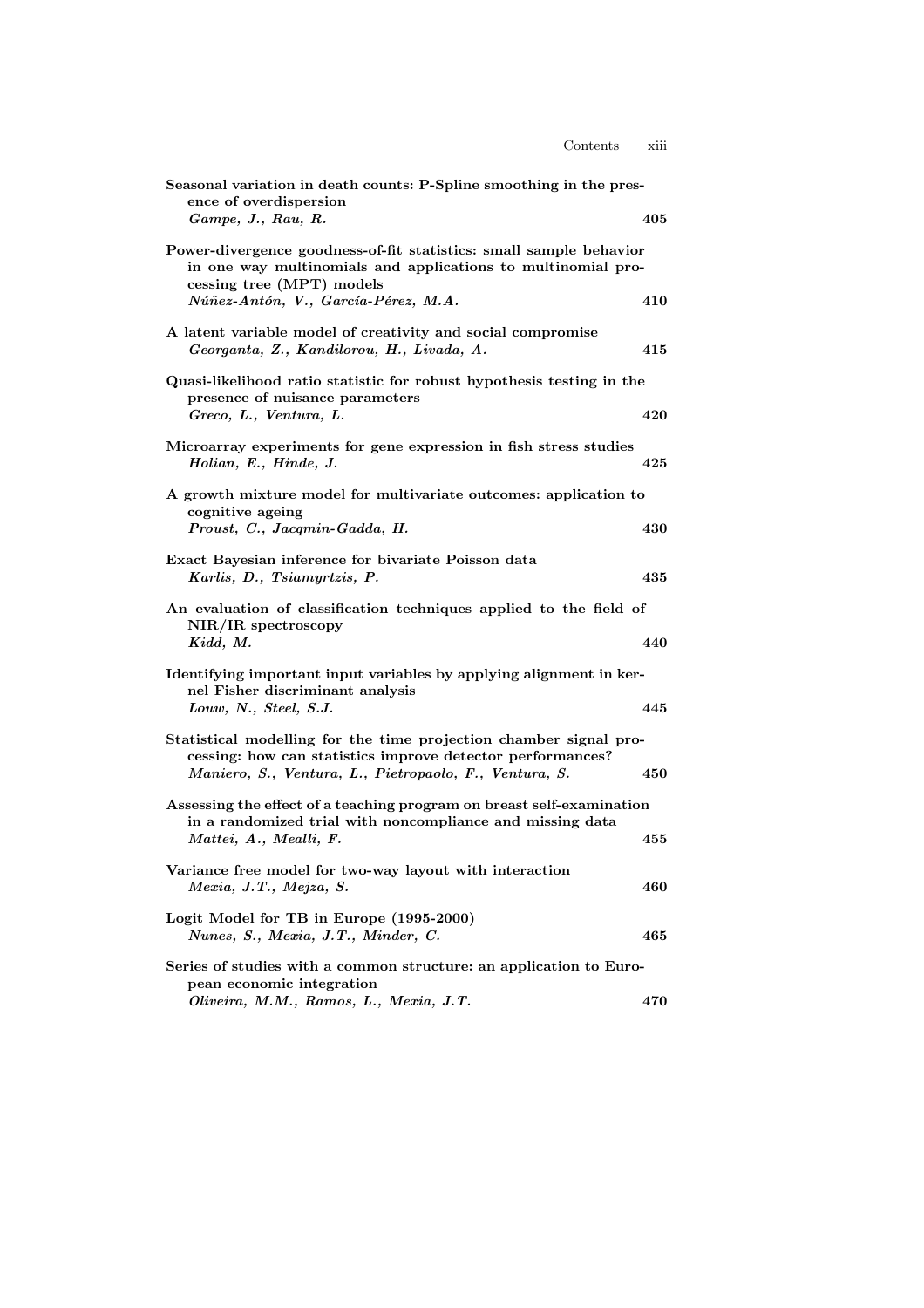**Seasonal variation in death counts: P-Spline smoothing in the presence of overdispersion**
*Gampe, J., Rau, R.* **405**

**Power-divergence goodness-of-fit statistics: small sample behavior in one way multinomials and applications to multinomial processing tree (MPT) models**
*Núñez-Antón, V., García-Pérez, M.A.* **410**

**A latent variable model of creativity and social compromise**
*Georganta, Z., Kandilorou, H., Livada, A.* **415**

**Quasi-likelihood ratio statistic for robust hypothesis testing in the presence of nuisance parameters**
*Greco, L., Ventura, L.* **420**

**Microarray experiments for gene expression in fish stress studies**
*Holian, E., Hinde, J.* **425**

**A growth mixture model for multivariate outcomes: application to cognitive ageing**
*Proust, C., Jacqmin-Gadda, H.* **430**

**Exact Bayesian inference for bivariate Poisson data**
*Karlis, D., Tsiamyrtzis, P.* **435**

**An evaluation of classification techniques applied to the field of NIR/IR spectroscopy**
*Kidd, M.* **440**

**Identifying important input variables by applying alignment in kernel Fisher discriminant analysis**
*Louw, N., Steel, S.J.* **445**

**Statistical modelling for the time projection chamber signal processing: how can statistics improve detector performances?**
*Maniero, S., Ventura, L., Pietropaolo, F., Ventura, S.* **450**

**Assessing the effect of a teaching program on breast self-examination in a randomized trial with noncompliance and missing data**
*Mattei, A., Mealli, F.* **455**

**Variance free model for two-way layout with interaction**
*Mexia, J.T., Mejza, S.* **460**

**Logit Model for TB in Europe (1995-2000)**
*Nunes, S., Mexia, J.T., Minder, C.* **465**

**Series of studies with a common structure: an application to European economic integration**
*Oliveira, M.M., Ramos, L., Mexia, J.T.* **470**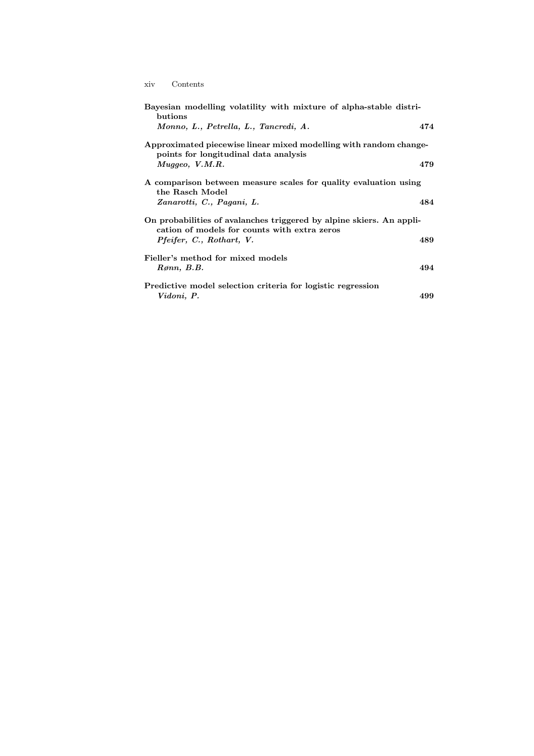**Bayesian modelling volatility with mixture of alpha-stable distributions**
*Monno, L., Petrella, L., Tancredi, A.* **474**

**Approximated piecewise linear mixed modelling with random change-points for longitudinal data analysis**
*Muggeo, V.M.R.* **479**

**A comparison between measure scales for quality evaluation using the Rasch Model**
*Zanarotti, C., Pagani, L.* **484**

**On probabilities of avalanches triggered by alpine skiers. An application of models for counts with extra zeros**
*Pfeifer, C., Rothart, V.* **489**

**Fieller's method for mixed models**
*Rønn, B.B.* **494**

**Predictive model selection criteria for logistic regression**
*Vidoni, P.* **499**